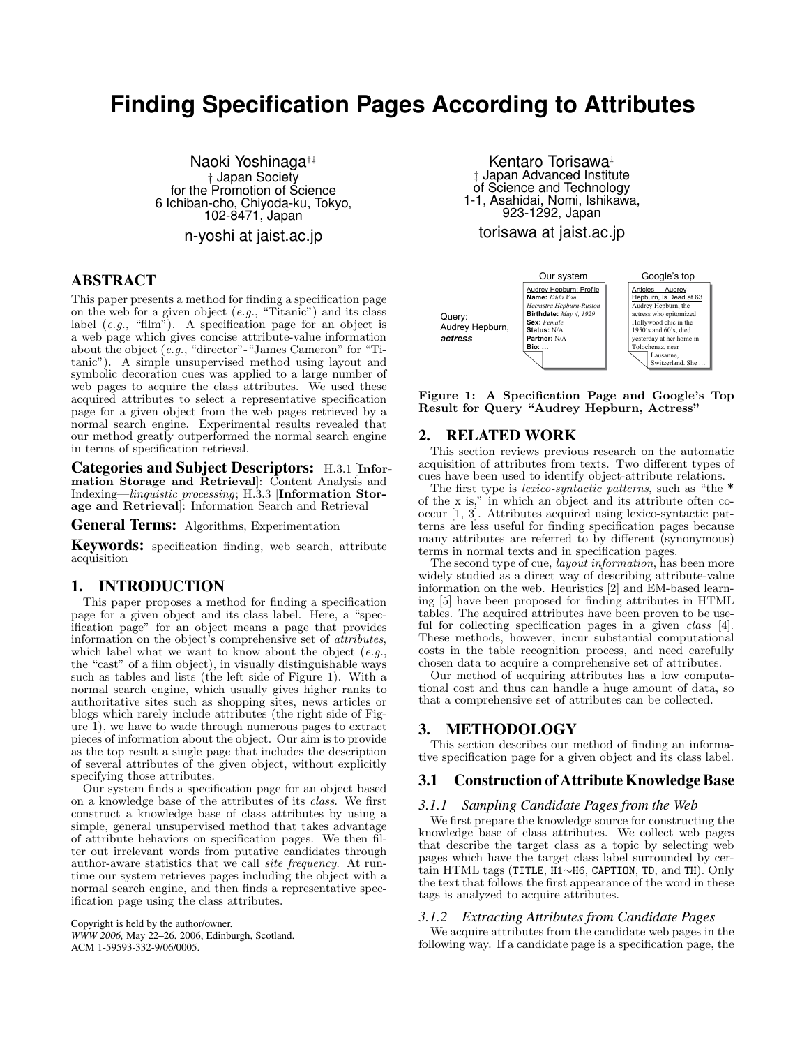# Finding Specification Pages According to Attributes

Naoki Yoshinaga[†‡]
† Japan Society for the Promotion of Science
6 Ichiban-cho, Chiyoda-ku, Tokyo, 102-8471, Japan
n-yoshi at jaist.ac.jp

Kentaro Torisawa[‡]
‡ Japan Advanced Institute of Science and Technology
1-1, Asahidai, Nomi, Ishikawa, 923-1292, Japan
torisawa at jaist.ac.jp

## ABSTRACT

This paper presents a method for finding a specification page on the web for a given object (*e.g.*, "Titanic") and its class label (*e.g.*, "film"). A specification page for an object is a web page which gives concise attribute-value information about the object (*e.g.*, "director"-"James Cameron" for "Titanic"). A simple unsupervised method using layout and symbolic decoration cues was applied to a large number of web pages to acquire the class attributes. We used these acquired attributes to select a representative specification page for a given object from the web pages retrieved by a normal search engine. Experimental results revealed that our method greatly outperformed the normal search engine in terms of specification retrieval.

**Categories and Subject Descriptors:** H.3.1 [**Information Storage and Retrieval**]: Content Analysis and Indexing—*linguistic processing*; H.3.3 [**Information Storage and Retrieval**]: Information Search and Retrieval

**General Terms:** Algorithms, Experimentation

**Keywords:** specification finding, web search, attribute acquisition

## 1. INTRODUCTION

This paper proposes a method for finding a specification page for a given object and its class label. Here, a "specification page" for an object means a page that provides information on the object's comprehensive set of *attributes*, which label what we want to know about the object (*e.g.*, the "cast" of a film object), in visually distinguishable ways such as tables and lists (the left side of Figure 1). With a normal search engine, which usually gives higher ranks to authoritative sites such as shopping sites, news articles or blogs which rarely include attributes (the right side of Figure 1), we have to wade through numerous pages to extract pieces of information about the object. Our aim is to provide as the top result a single page that includes the description of several attributes of the given object, without explicitly specifying those attributes.

Our system finds a specification page for an object based on a knowledge base of the attributes of its *class*. We first construct a knowledge base of class attributes by using a simple, general unsupervised method that takes advantage of attribute behaviors on specification pages. We then filter out irrelevant words from putative candidates through author-aware statistics that we call *site frequency*. At runtime our system retrieves pages including the object with a normal search engine, and then finds a representative specification page using the class attributes.

Copyright is held by the author/owner.
*WWW 2006,* May 22–26, 2006, Edinburgh, Scotland.
ACM 1-59593-332-9/06/0005.

| | Our system | Google's top |
|---|---|---|
| Query: Audrey Hepburn, ***actress*** | Audrey Hepburn: Profile<br>**Name:** *Edda Van Heemstra Hepburn-Ruston*<br>**Birthdate:** *May 4, 1929*<br>**Sex:** *Female*<br>**Status:** N/A<br>**Partner:** N/A<br>**Bio:** ... | Articles --- Audrey Hepburn, Is Dead at 63<br>Audrey Hepburn, the actress who epitomized Hollywood chic in the 1950's and 60's, died yesterday at her home in Tolochenaz, near Lausanne, Switzerland. She ... |

**Figure 1: A Specification Page and Google's Top Result for Query "Audrey Hepburn, Actress"**

## 2. RELATED WORK

This section reviews previous research on the automatic acquisition of attributes from texts. Two different types of cues have been used to identify object-attribute relations.

The first type is *lexico-syntactic patterns*, such as "the * of the x is," in which an object and its attribute often co-occur [1, 3]. Attributes acquired using lexico-syntactic patterns are less useful for finding specification pages because many attributes are referred to by different (synonymous) terms in normal texts and in specification pages.

The second type of cue, *layout information*, has been more widely studied as a direct way of describing attribute-value information on the web. Heuristics [2] and EM-based learning [5] have been proposed for finding attributes in HTML tables. The acquired attributes have been proven to be useful for collecting specification pages in a given *class* [4]. These methods, however, incur substantial computational costs in the table recognition process, and need carefully chosen data to acquire a comprehensive set of attributes.

Our method of acquiring attributes has a low computational cost and thus can handle a huge amount of data, so that a comprehensive set of attributes can be collected.

## 3. METHODOLOGY

This section describes our method of finding an informative specification page for a given object and its class label.

### 3.1 Construction of Attribute Knowledge Base

#### 3.1.1 Sampling Candidate Pages from the Web

We first prepare the knowledge source for constructing the knowledge base of class attributes. We collect web pages that describe the target class as a topic by selecting web pages which have the target class label surrounded by certain HTML tags (`TITLE`, `H1`∼`H6`, `CAPTION`, `TD`, and `TH`). Only the text that follows the first appearance of the word in these tags is analyzed to acquire attributes.

#### 3.1.2 Extracting Attributes from Candidate Pages

We acquire attributes from the candidate web pages in the following way. If a candidate page is a specification page, the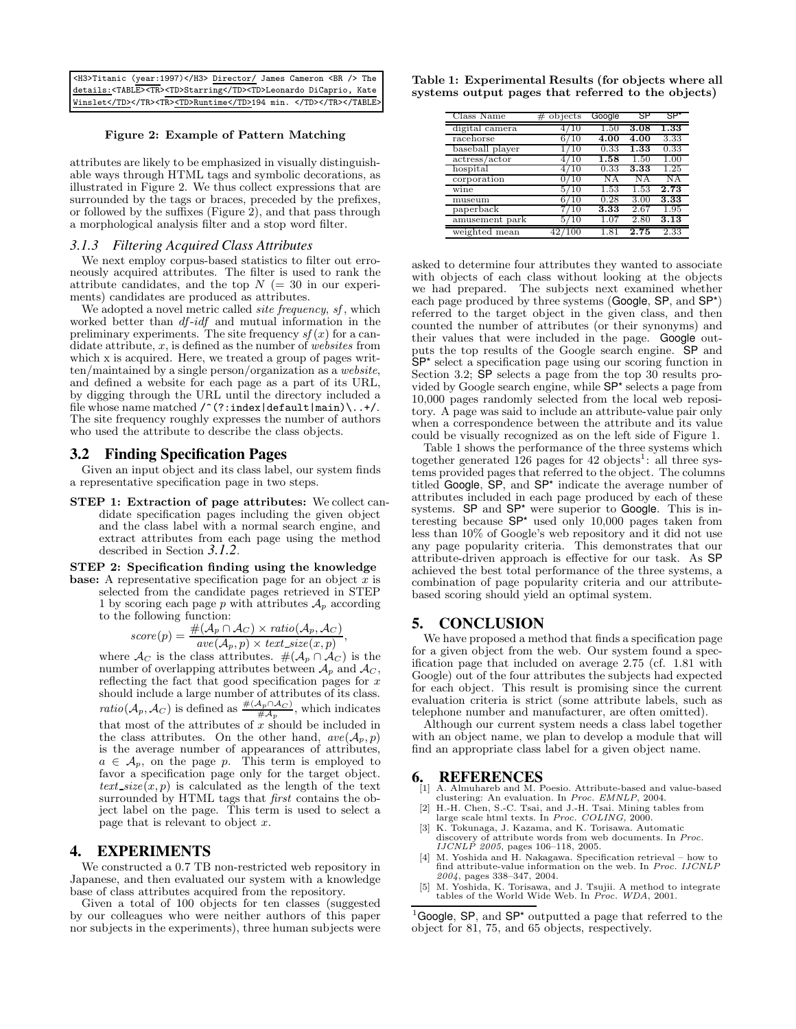```
<H3>Titanic (year:1997)</H3> Director/ James Cameron <BR /> The details:<TABLE><TR><TD>Starring</TD><TD>Leonardo DiCaprio, Kate Winslet</TD></TR><TR><TD>Runtime</TD>194 min. </TD></TR></TABLE>
```

**Figure 2: Example of Pattern Matching**

attributes are likely to be emphasized in visually distinguishable ways through HTML tags and symbolic decorations, as illustrated in Figure 2. We thus collect expressions that are surrounded by the tags or braces, preceded by the prefixes, or followed by the suffixes (Figure 2), and that pass through a morphological analysis filter and a stop word filter.

### 3.1.3 Filtering Acquired Class Attributes

We next employ corpus-based statistics to filter out erroneously acquired attributes. The filter is used to rank the attribute candidates, and the top $N$ (= 30 in our experiments) candidates are produced as attributes.

We adopted a novel metric called *site frequency*, *sf*, which worked better than *df-idf* and mutual information in the preliminary experiments. The site frequency $sf(x)$ for a candidate attribute, $x$, is defined as the number of *websites* from which x is acquired. Here, we treated a group of pages written/maintained by a single person/organization as a *website*, and defined a website for each page as a part of its URL, by digging through the URL until the directory included a file whose name matched `/^(?:index|default|main)\..+/`. The site frequency roughly expresses the number of authors who used the attribute to describe the class objects.

## 3.2 Finding Specification Pages

Given an input object and its class label, our system finds a representative specification page in two steps.

**STEP 1: Extraction of page attributes:** We collect candidate specification pages including the given object and the class label with a normal search engine, and extract attributes from each page using the method described in Section *3.1.2*.

**STEP 2: Specification finding using the knowledge base:** A representative specification page for an object $x$ is selected from the candidate pages retrieved in STEP 1 by scoring each page $p$ with attributes $\mathcal{A}_p$ according to the following function:

$$score(p) = \frac{\#(\mathcal{A}_p \cap \mathcal{A}_C) \times ratio(\mathcal{A}_p, \mathcal{A}_C)}{ave(\mathcal{A}_p, p) \times text\_size(x, p)},$$

where $\mathcal{A}_C$ is the class attributes. $\#(\mathcal{A}_p \cap \mathcal{A}_C)$ is the number of overlapping attributes between $\mathcal{A}_p$ and $\mathcal{A}_C$, reflecting the fact that good specification pages for $x$ should include a large number of attributes of its class. $ratio(\mathcal{A}_p, \mathcal{A}_C)$ is defined as $\frac{\#(\mathcal{A}_p \cap \mathcal{A}_C)}{\#\mathcal{A}_p}$, which indicates that most of the attributes of $x$ should be included in the class attributes. On the other hand, $ave(\mathcal{A}_p, p)$ is the average number of appearances of attributes, $a \in \mathcal{A}_p$, on the page $p$. This term is employed to favor a specification page only for the target object. $text\_size(x, p)$ is calculated as the length of the text surrounded by HTML tags that *first* contains the object label on the page. This term is used to select a page that is relevant to object $x$.

# 4. EXPERIMENTS

We constructed a 0.7 TB non-restricted web repository in Japanese, and then evaluated our system with a knowledge base of class attributes acquired from the repository.

Given a total of 100 objects for ten classes (suggested by our colleagues who were neither authors of this paper nor subjects in the experiments), three human subjects were asked to determine four attributes they wanted to associate with objects of each class without looking at the objects we had prepared. The subjects next examined whether each page produced by three systems (Google, SP, and SP*) referred to the target object in the given class, and then counted the number of attributes (or their synonyms) and their values that were included in the page. Google outputs the top results of the Google search engine. SP and SP* select a specification page using our scoring function in Section 3.2; SP selects a page from the top 30 results provided by Google search engine, while SP* selects a page from 10,000 pages randomly selected from the local web repository. A page was said to include an attribute-value pair only when a correspondence between the attribute and its value could be visually recognized as on the left side of Figure 1.

**Table 1: Experimental Results (for objects where all systems output pages that referred to the objects)**

| Class Name | # objects | Google | SP | SP* |
|---|---|---|---|---|
| digital camera | 4/10 | 1.50 | **3.08** | **1.33** |
| racehorse | 6/10 | **4.00** | **4.00** | 3.33 |
| baseball player | 1/10 | 0.33 | **1.33** | 0.33 |
| actress/actor | 4/10 | **1.58** | 1.50 | 1.00 |
| hospital | 4/10 | 0.33 | **3.33** | 1.25 |
| corporation | 0/10 | NA | NA | NA |
| wine | 5/10 | 1.53 | 1.53 | **2.73** |
| museum | 6/10 | 0.28 | 3.00 | **3.33** |
| paperback | 7/10 | **3.33** | 2.67 | 1.95 |
| amusement park | 5/10 | 1.07 | 2.80 | **3.13** |
| weighted mean | 42/100 | 1.81 | **2.75** | 2.33 |

Table 1 shows the performance of the three systems which together generated 126 pages for 42 objects[1]: all three systems provided pages that referred to the object. The columns titled Google, SP, and SP* indicate the average number of attributes included in each page produced by each of these systems. SP and SP* were superior to Google. This is interesting because SP* used only 10,000 pages taken from less than 10% of Google's web repository and it did not use any page popularity criteria. This demonstrates that our attribute-driven approach is effective for our task. As SP achieved the best total performance of the three systems, a combination of page popularity criteria and our attribute-based scoring should yield an optimal system.

# 5. CONCLUSION

We have proposed a method that finds a specification page for a given object from the web. Our system found a specification page that included on average 2.75 (cf. 1.81 with Google) out of the four attributes the subjects had expected for each object. This result is promising since the current evaluation criteria is strict (some attribute labels, such as telephone number and manufacturer, are often omitted).

Although our current system needs a class label together with an object name, we plan to develop a module that will find an appropriate class label for a given object name.

# 6. REFERENCES

[1] A. Almuhareb and M. Poesio. Attribute-based and value-based clustering: An evaluation. In *Proc. EMNLP*, 2004.

[2] H.-H. Chen, S.-C. Tsai, and J.-H. Tsai. Mining tables from large scale html texts. In *Proc. COLING*, 2000.

[3] K. Tokunaga, J. Kazama, and K. Torisawa. Automatic discovery of attribute words from web documents. In *Proc. IJCNLP 2005*, pages 106–118, 2005.

[4] M. Yoshida and H. Nakagawa. Specification retrieval – how to find attribute-value information on the web. In *Proc. IJCNLP 2004*, pages 338–347, 2004.

[5] M. Yoshida, K. Torisawa, and J. Tsujii. A method to integrate tables of the World Wide Web. In *Proc. WDA*, 2001.

---

[1] Google, SP, and SP* outputted a page that referred to the object for 81, 75, and 65 objects, respectively.